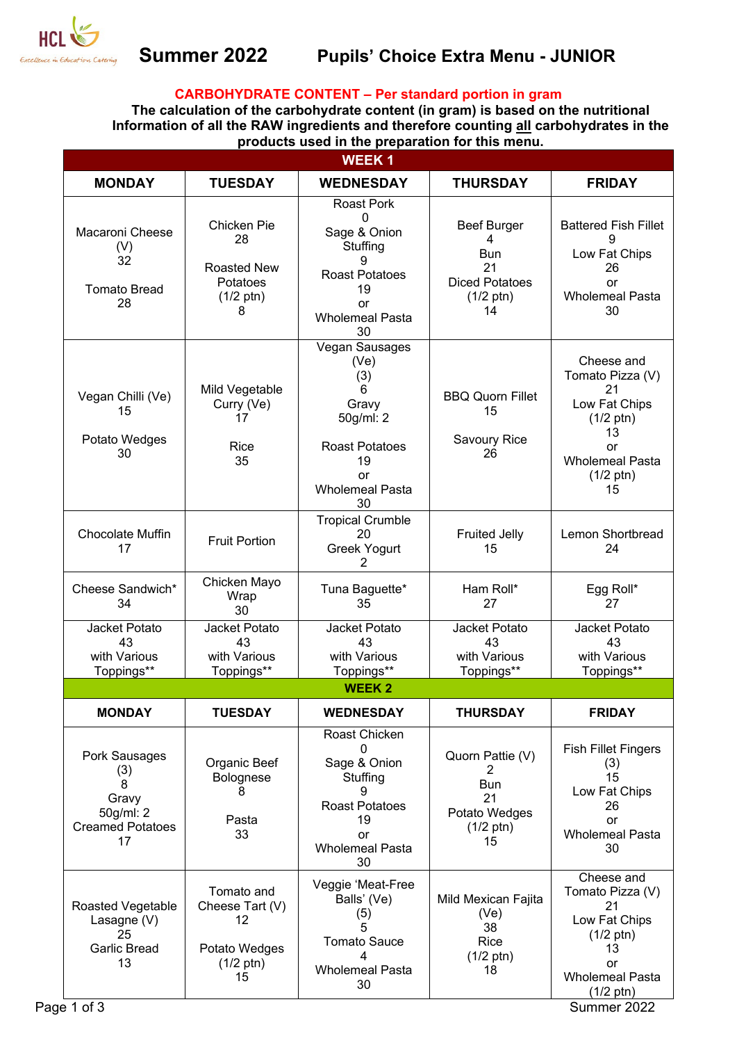HCL Excellence in Education Catering

# Summer 2022 Pupils' Choice Extra Menu - JUNIOR

**CARBOHYDRATE CONTENT – Per standard portion in gram**

**The calculation of the carbohydrate content (in gram) is based on the nutritional Information of all the RAW ingredients and therefore counting all carbohydrates in the products used in the preparation for this menu.**

| WEEK 1 | | | | |
|---|---|---|---|---|
| **MONDAY** | **TUESDAY** | **WEDNESDAY** | **THURSDAY** | **FRIDAY** |
| Macaroni Cheese (V) 32<br><br>Tomato Bread 28 | Chicken Pie 28<br><br>Roasted New Potatoes (1/2 ptn) 8 | Roast Pork 0<br>Sage & Onion Stuffing 9<br>Roast Potatoes 19<br>or<br>Wholemeal Pasta 30 | Beef Burger 4<br>Bun 21<br>Diced Potatoes (1/2 ptn) 14 | Battered Fish Fillet 9<br>Low Fat Chips 26<br>or<br>Wholemeal Pasta 30 |
| Vegan Chilli (Ve) 15<br><br>Potato Wedges 30 | Mild Vegetable Curry (Ve) 17<br><br>Rice 35 | Vegan Sausages (Ve) (3) 6<br>Gravy 50g/ml: 2<br><br>Roast Potatoes 19<br>or<br>Wholemeal Pasta 30 | BBQ Quorn Fillet 15<br><br>Savoury Rice 26 | Cheese and Tomato Pizza (V) 21<br>Low Fat Chips (1/2 ptn) 13<br>or<br>Wholemeal Pasta (1/2 ptn) 15 |
| Chocolate Muffin 17 | Fruit Portion | Tropical Crumble 20<br>Greek Yogurt 2 | Fruited Jelly 15 | Lemon Shortbread 24 |
| Cheese Sandwich* 34 | Chicken Mayo Wrap 30 | Tuna Baguette* 35 | Ham Roll* 27 | Egg Roll* 27 |
| Jacket Potato 43 with Various Toppings** | Jacket Potato 43 with Various Toppings** | Jacket Potato 43 with Various Toppings** | Jacket Potato 43 with Various Toppings** | Jacket Potato 43 with Various Toppings** |

| WEEK 2 | | | | |
|---|---|---|---|---|
| **MONDAY** | **TUESDAY** | **WEDNESDAY** | **THURSDAY** | **FRIDAY** |
| Pork Sausages (3) 8<br>Gravy 50g/ml: 2<br>Creamed Potatoes 17 | Organic Beef Bolognese 8<br><br>Pasta 33 | Roast Chicken 0<br>Sage & Onion Stuffing 9<br>Roast Potatoes 19<br>or<br>Wholemeal Pasta 30 | Quorn Pattie (V) 2<br>Bun 21<br>Potato Wedges (1/2 ptn) 15 | Fish Fillet Fingers (3) 15<br>Low Fat Chips 26<br>or<br>Wholemeal Pasta 30 |
| Roasted Vegetable Lasagne (V) 25<br>Garlic Bread 13 | Tomato and Cheese Tart (V) 12<br><br>Potato Wedges (1/2 ptn) 15 | Veggie 'Meat-Free Balls' (Ve) (5) 5<br>Tomato Sauce 4<br>Wholemeal Pasta 30 | Mild Mexican Fajita (Ve) 38<br>Rice (1/2 ptn) 18 | Cheese and Tomato Pizza (V) 21<br>Low Fat Chips (1/2 ptn) 13<br>or<br>Wholemeal Pasta (1/2 ptn) |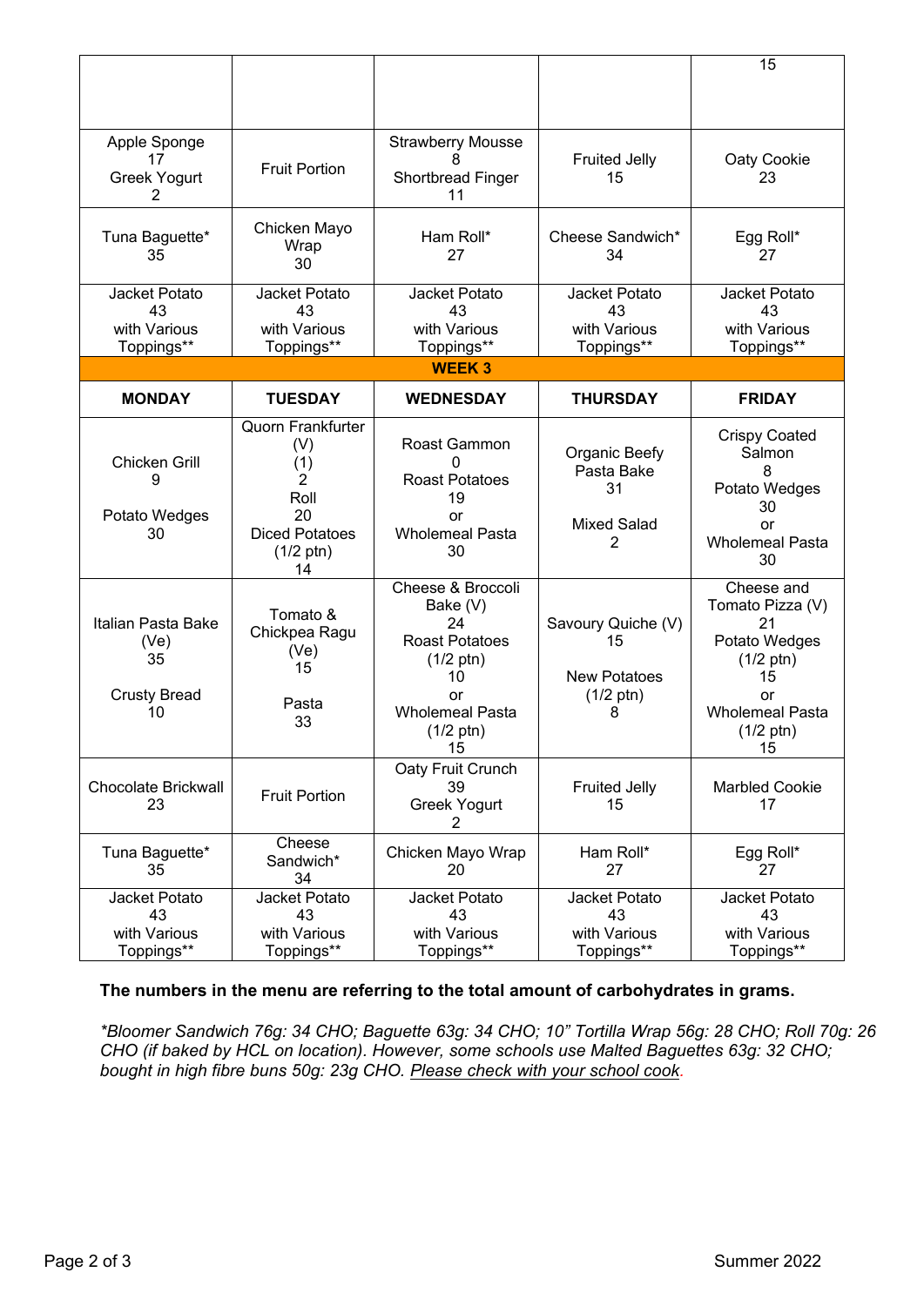| | | | | |
|---|---|---|---|---|
| | | | | 15 |
| Apple Sponge 17 Greek Yogurt 2 | Fruit Portion | Strawberry Mousse 8 Shortbread Finger 11 | Fruited Jelly 15 | Oaty Cookie 23 |
| Tuna Baguette* 35 | Chicken Mayo Wrap 30 | Ham Roll* 27 | Cheese Sandwich* 34 | Egg Roll* 27 |
| Jacket Potato 43 with Various Toppings** | Jacket Potato 43 with Various Toppings** | Jacket Potato 43 with Various Toppings** | Jacket Potato 43 with Various Toppings** | Jacket Potato 43 with Various Toppings** |

**WEEK 3**

| MONDAY | TUESDAY | WEDNESDAY | THURSDAY | FRIDAY |
|---|---|---|---|---|
| Chicken Grill 9 Potato Wedges 30 | Quorn Frankfurter (V) (1) 2 Roll 20 Diced Potatoes (1/2 ptn) 14 | Roast Gammon 0 Roast Potatoes 19 or Wholemeal Pasta 30 | Organic Beefy Pasta Bake 31 Mixed Salad 2 | Crispy Coated Salmon 8 Potato Wedges 30 or Wholemeal Pasta 30 |
| Italian Pasta Bake (Ve) 35 Crusty Bread 10 | Tomato & Chickpea Ragu (Ve) 15 Pasta 33 | Cheese & Broccoli Bake (V) 24 Roast Potatoes (1/2 ptn) 10 or Wholemeal Pasta (1/2 ptn) 15 | Savoury Quiche (V) 15 New Potatoes (1/2 ptn) 8 | Cheese and Tomato Pizza (V) 21 Potato Wedges (1/2 ptn) 15 or Wholemeal Pasta (1/2 ptn) 15 |
| Chocolate Brickwall 23 | Fruit Portion | Oaty Fruit Crunch 39 Greek Yogurt 2 | Fruited Jelly 15 | Marbled Cookie 17 |
| Tuna Baguette* 35 | Cheese Sandwich* 34 | Chicken Mayo Wrap 20 | Ham Roll* 27 | Egg Roll* 27 |
| Jacket Potato 43 with Various Toppings** | Jacket Potato 43 with Various Toppings** | Jacket Potato 43 with Various Toppings** | Jacket Potato 43 with Various Toppings** | Jacket Potato 43 with Various Toppings** |

**The numbers in the menu are referring to the total amount of carbohydrates in grams.**

*\*Bloomer Sandwich 76g: 34 CHO; Baguette 63g: 34 CHO; 10" Tortilla Wrap 56g: 28 CHO; Roll 70g: 26 CHO (if baked by HCL on location). However, some schools use Malted Baguettes 63g: 32 CHO; bought in high fibre buns 50g: 23g CHO. Please check with your school cook.*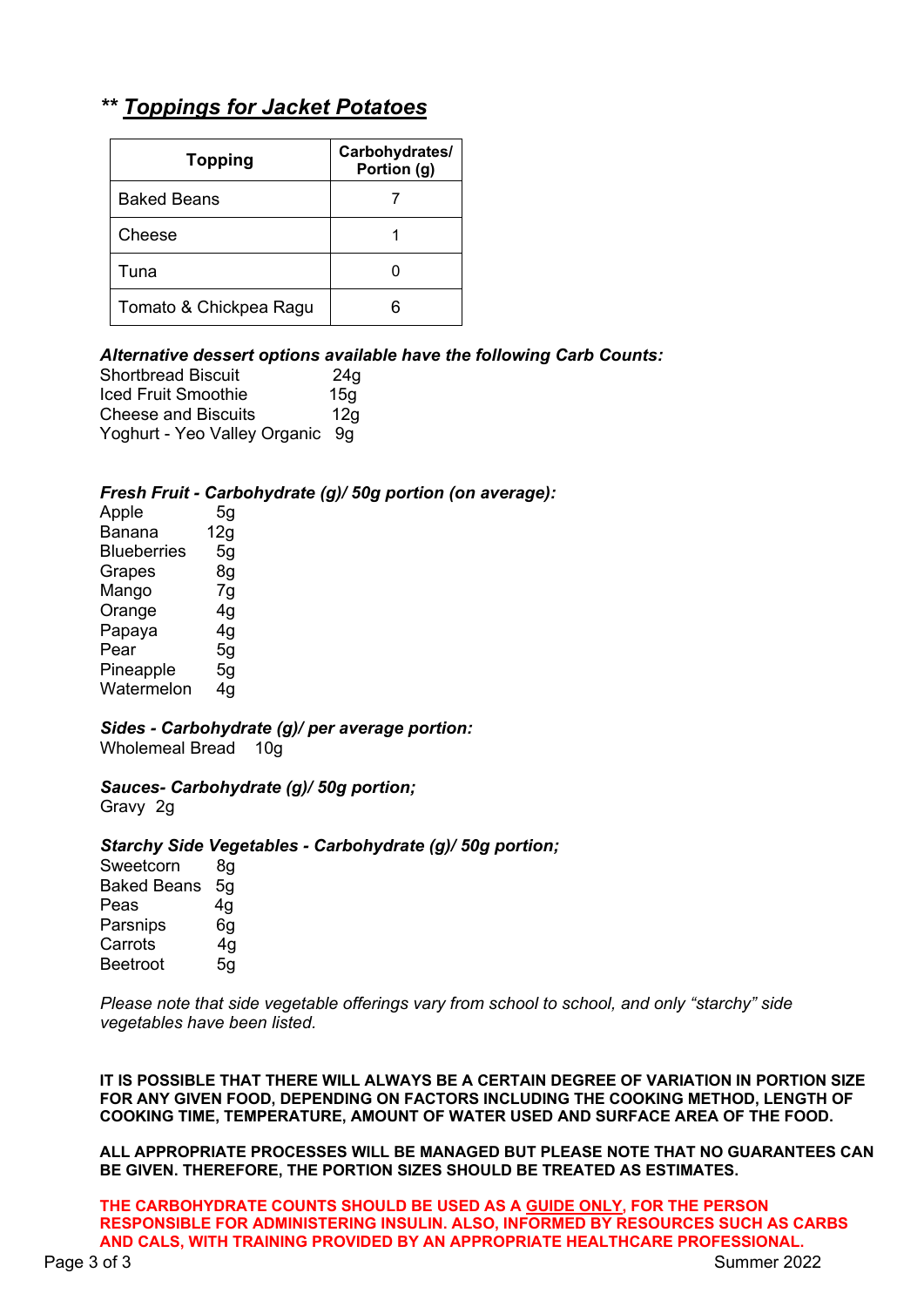## ** *Toppings for Jacket Potatoes*

| Topping | Carbohydrates/ Portion (g) |
|---|---|
| Baked Beans | 7 |
| Cheese | 1 |
| Tuna | 0 |
| Tomato & Chickpea Ragu | 6 |

***Alternative dessert options available have the following Carb Counts:***

Shortbread Biscuit 24g
Iced Fruit Smoothie 15g
Cheese and Biscuits 12g
Yoghurt - Yeo Valley Organic 9g

***Fresh Fruit - Carbohydrate (g)/ 50g portion (on average):***

Apple 5g
Banana 12g
Blueberries 5g
Grapes 8g
Mango 7g
Orange 4g
Papaya 4g
Pear 5g
Pineapple 5g
Watermelon 4g

***Sides - Carbohydrate (g)/ per average portion:***

Wholemeal Bread 10g

***Sauces- Carbohydrate (g)/ 50g portion;***

Gravy 2g

***Starchy Side Vegetables - Carbohydrate (g)/ 50g portion;***

Sweetcorn 8g
Baked Beans 5g
Peas 4g
Parsnips 6g
Carrots 4g
Beetroot 5g

*Please note that side vegetable offerings vary from school to school, and only "starchy" side vegetables have been listed.*

**IT IS POSSIBLE THAT THERE WILL ALWAYS BE A CERTAIN DEGREE OF VARIATION IN PORTION SIZE FOR ANY GIVEN FOOD, DEPENDING ON FACTORS INCLUDING THE COOKING METHOD, LENGTH OF COOKING TIME, TEMPERATURE, AMOUNT OF WATER USED AND SURFACE AREA OF THE FOOD.**

**ALL APPROPRIATE PROCESSES WILL BE MANAGED BUT PLEASE NOTE THAT NO GUARANTEES CAN BE GIVEN. THEREFORE, THE PORTION SIZES SHOULD BE TREATED AS ESTIMATES.**

**THE CARBOHYDRATE COUNTS SHOULD BE USED AS A GUIDE ONLY, FOR THE PERSON RESPONSIBLE FOR ADMINISTERING INSULIN. ALSO, INFORMED BY RESOURCES SUCH AS CARBS AND CALS, WITH TRAINING PROVIDED BY AN APPROPRIATE HEALTHCARE PROFESSIONAL.**

Summer 2022